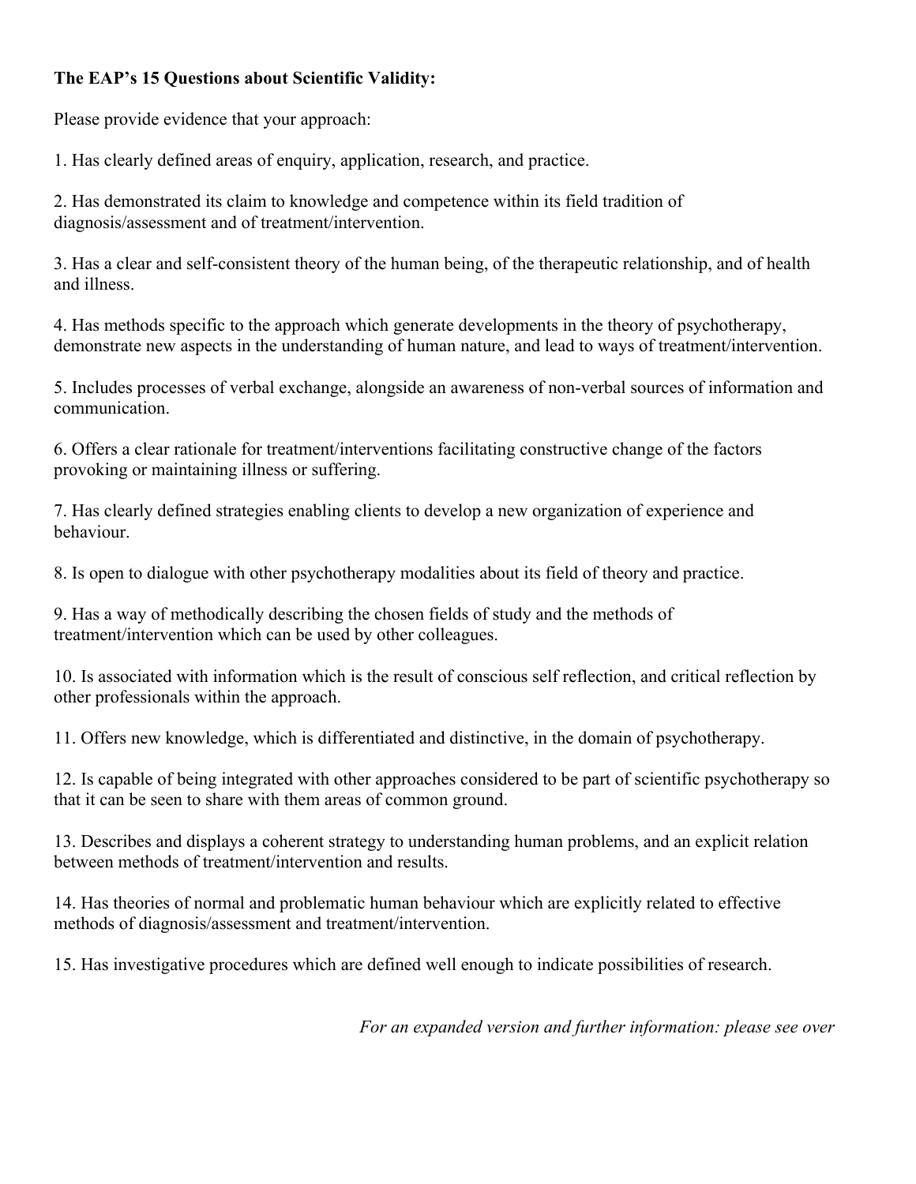**The EAP's 15 Questions about Scientific Validity:**

Please provide evidence that your approach:

1. Has clearly defined areas of enquiry, application, research, and practice.

2. Has demonstrated its claim to knowledge and competence within its field tradition of diagnosis/assessment and of treatment/intervention.

3. Has a clear and self-consistent theory of the human being, of the therapeutic relationship, and of health and illness.

4. Has methods specific to the approach which generate developments in the theory of psychotherapy, demonstrate new aspects in the understanding of human nature, and lead to ways of treatment/intervention.

5. Includes processes of verbal exchange, alongside an awareness of non-verbal sources of information and communication.

6. Offers a clear rationale for treatment/interventions facilitating constructive change of the factors provoking or maintaining illness or suffering.

7. Has clearly defined strategies enabling clients to develop a new organization of experience and behaviour.

8. Is open to dialogue with other psychotherapy modalities about its field of theory and practice.

9. Has a way of methodically describing the chosen fields of study and the methods of treatment/intervention which can be used by other colleagues.

10. Is associated with information which is the result of conscious self reflection, and critical reflection by other professionals within the approach.

11. Offers new knowledge, which is differentiated and distinctive, in the domain of psychotherapy.

12. Is capable of being integrated with other approaches considered to be part of scientific psychotherapy so that it can be seen to share with them areas of common ground.

13. Describes and displays a coherent strategy to understanding human problems, and an explicit relation between methods of treatment/intervention and results.

14. Has theories of normal and problematic human behaviour which are explicitly related to effective methods of diagnosis/assessment and treatment/intervention.

15. Has investigative procedures which are defined well enough to indicate possibilities of research.

*For an expanded version and further information: please see over*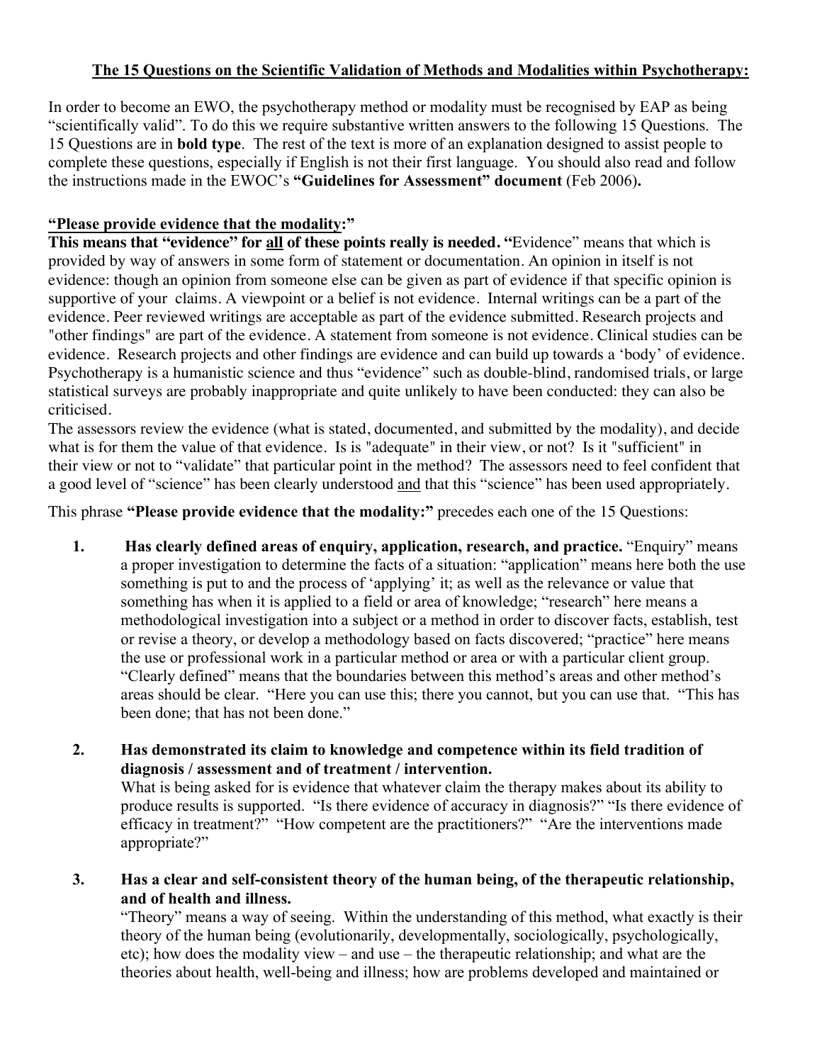## The 15 Questions on the Scientific Validation of Methods and Modalities within Psychotherapy:

In order to become an EWO, the psychotherapy method or modality must be recognised by EAP as being "scientifically valid". To do this we require substantive written answers to the following 15 Questions. The 15 Questions are in **bold type**. The rest of the text is more of an explanation designed to assist people to complete these questions, especially if English is not their first language. You should also read and follow the instructions made in the EWOC's **"Guidelines for Assessment" document** (Feb 2006)**.**

**"Please provide evidence that the modality:"**

**This means that "evidence" for all of these points really is needed. "**Evidence" means that which is provided by way of answers in some form of statement or documentation. An opinion in itself is not evidence: though an opinion from someone else can be given as part of evidence if that specific opinion is supportive of your claims. A viewpoint or a belief is not evidence. Internal writings can be a part of the evidence. Peer reviewed writings are acceptable as part of the evidence submitted. Research projects and "other findings" are part of the evidence. A statement from someone is not evidence. Clinical studies can be evidence. Research projects and other findings are evidence and can build up towards a 'body' of evidence. Psychotherapy is a humanistic science and thus "evidence" such as double-blind, randomised trials, or large statistical surveys are probably inappropriate and quite unlikely to have been conducted: they can also be criticised.

The assessors review the evidence (what is stated, documented, and submitted by the modality), and decide what is for them the value of that evidence. Is is "adequate" in their view, or not? Is it "sufficient" in their view or not to "validate" that particular point in the method? The assessors need to feel confident that a good level of "science" has been clearly understood and that this "science" has been used appropriately.

This phrase **"Please provide evidence that the modality:"** precedes each one of the 15 Questions:

1. **Has clearly defined areas of enquiry, application, research, and practice.** "Enquiry" means a proper investigation to determine the facts of a situation: "application" means here both the use something is put to and the process of 'applying' it; as well as the relevance or value that something has when it is applied to a field or area of knowledge; "research" here means a methodological investigation into a subject or a method in order to discover facts, establish, test or revise a theory, or develop a methodology based on facts discovered; "practice" here means the use or professional work in a particular method or area or with a particular client group. "Clearly defined" means that the boundaries between this method's areas and other method's areas should be clear. "Here you can use this; there you cannot, but you can use that. "This has been done; that has not been done."

2. **Has demonstrated its claim to knowledge and competence within its field tradition of diagnosis / assessment and of treatment / intervention.**
   What is being asked for is evidence that whatever claim the therapy makes about its ability to produce results is supported. "Is there evidence of accuracy in diagnosis?" "Is there evidence of efficacy in treatment?" "How competent are the practitioners?" "Are the interventions made appropriate?"

3. **Has a clear and self-consistent theory of the human being, of the therapeutic relationship, and of health and illness.**
   "Theory" means a way of seeing. Within the understanding of this method, what exactly is their theory of the human being (evolutionarily, developmentally, sociologically, psychologically, etc); how does the modality view – and use – the therapeutic relationship; and what are the theories about health, well-being and illness; how are problems developed and maintained or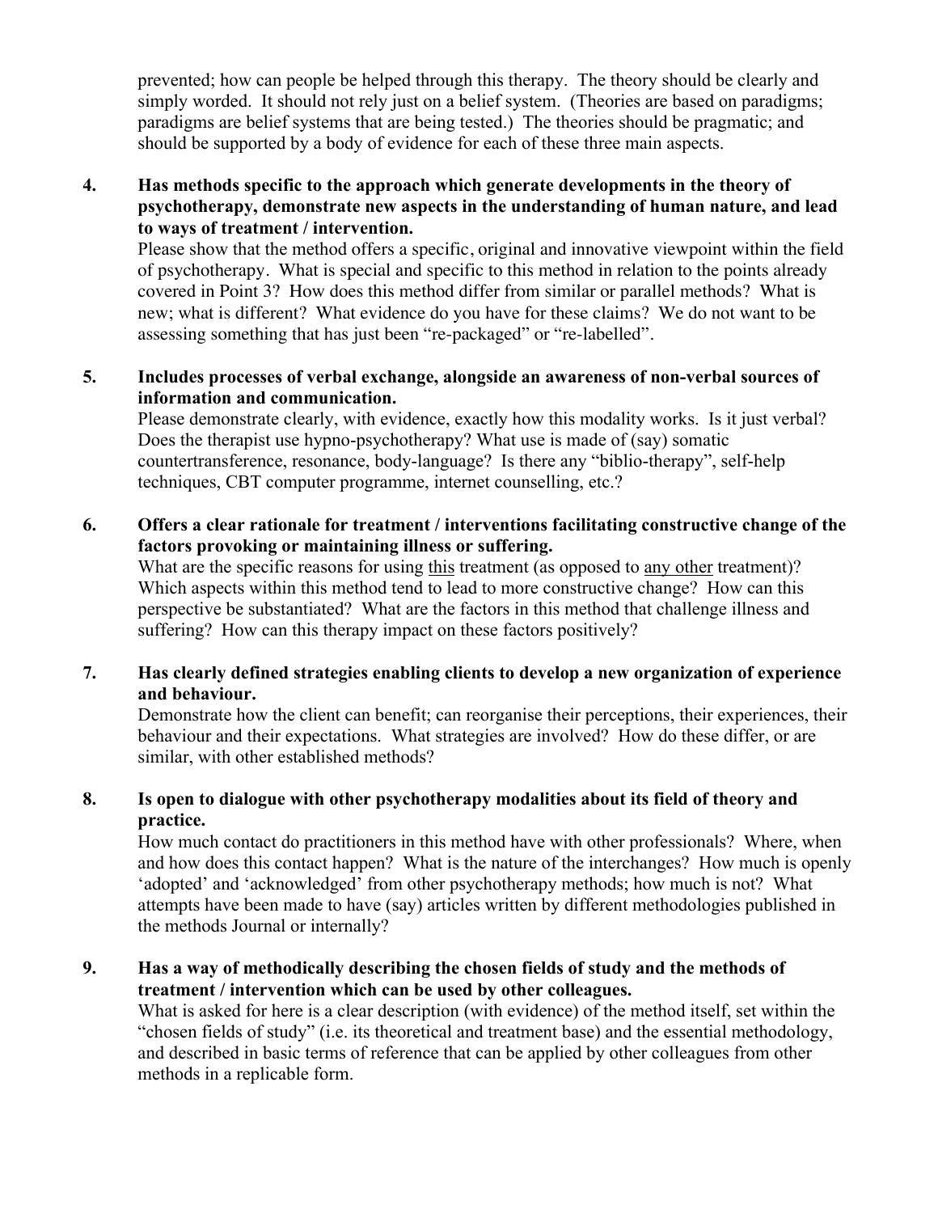prevented; how can people be helped through this therapy. The theory should be clearly and simply worded. It should not rely just on a belief system. (Theories are based on paradigms; paradigms are belief systems that are being tested.) The theories should be pragmatic; and should be supported by a body of evidence for each of these three main aspects.

4. **Has methods specific to the approach which generate developments in the theory of psychotherapy, demonstrate new aspects in the understanding of human nature, and lead to ways of treatment / intervention.**
   Please show that the method offers a specific, original and innovative viewpoint within the field of psychotherapy. What is special and specific to this method in relation to the points already covered in Point 3? How does this method differ from similar or parallel methods? What is new; what is different? What evidence do you have for these claims? We do not want to be assessing something that has just been "re-packaged" or "re-labelled".

5. **Includes processes of verbal exchange, alongside an awareness of non-verbal sources of information and communication.**
   Please demonstrate clearly, with evidence, exactly how this modality works. Is it just verbal? Does the therapist use hypno-psychotherapy? What use is made of (say) somatic countertransference, resonance, body-language? Is there any "biblio-therapy", self-help techniques, CBT computer programme, internet counselling, etc.?

6. **Offers a clear rationale for treatment / interventions facilitating constructive change of the factors provoking or maintaining illness or suffering.**
   What are the specific reasons for using <u>this</u> treatment (as opposed to <u>any other</u> treatment)? Which aspects within this method tend to lead to more constructive change? How can this perspective be substantiated? What are the factors in this method that challenge illness and suffering? How can this therapy impact on these factors positively?

7. **Has clearly defined strategies enabling clients to develop a new organization of experience and behaviour.**
   Demonstrate how the client can benefit; can reorganise their perceptions, their experiences, their behaviour and their expectations. What strategies are involved? How do these differ, or are similar, with other established methods?

8. **Is open to dialogue with other psychotherapy modalities about its field of theory and practice.**
   How much contact do practitioners in this method have with other professionals? Where, when and how does this contact happen? What is the nature of the interchanges? How much is openly 'adopted' and 'acknowledged' from other psychotherapy methods; how much is not? What attempts have been made to have (say) articles written by different methodologies published in the methods Journal or internally?

9. **Has a way of methodically describing the chosen fields of study and the methods of treatment / intervention which can be used by other colleagues.**
   What is asked for here is a clear description (with evidence) of the method itself, set within the "chosen fields of study" (i.e. its theoretical and treatment base) and the essential methodology, and described in basic terms of reference that can be applied by other colleagues from other methods in a replicable form.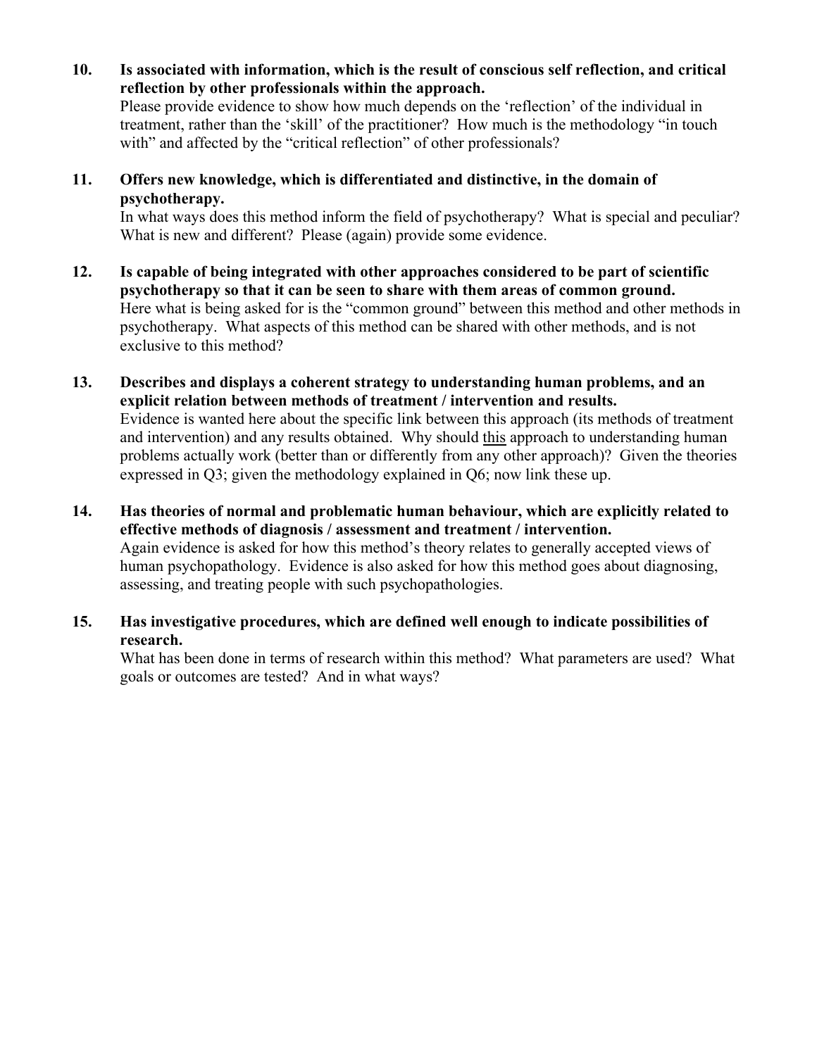10. **Is associated with information, which is the result of conscious self reflection, and critical reflection by other professionals within the approach.**
    Please provide evidence to show how much depends on the 'reflection' of the individual in treatment, rather than the 'skill' of the practitioner? How much is the methodology "in touch with" and affected by the "critical reflection" of other professionals?

11. **Offers new knowledge, which is differentiated and distinctive, in the domain of psychotherapy.**
    In what ways does this method inform the field of psychotherapy? What is special and peculiar? What is new and different? Please (again) provide some evidence.

12. **Is capable of being integrated with other approaches considered to be part of scientific psychotherapy so that it can be seen to share with them areas of common ground.**
    Here what is being asked for is the "common ground" between this method and other methods in psychotherapy. What aspects of this method can be shared with other methods, and is not exclusive to this method?

13. **Describes and displays a coherent strategy to understanding human problems, and an explicit relation between methods of treatment / intervention and results.**
    Evidence is wanted here about the specific link between this approach (its methods of treatment and intervention) and any results obtained. Why should <u>this</u> approach to understanding human problems actually work (better than or differently from any other approach)? Given the theories expressed in Q3; given the methodology explained in Q6; now link these up.

14. **Has theories of normal and problematic human behaviour, which are explicitly related to effective methods of diagnosis / assessment and treatment / intervention.**
    Again evidence is asked for how this method's theory relates to generally accepted views of human psychopathology. Evidence is also asked for how this method goes about diagnosing, assessing, and treating people with such psychopathologies.

15. **Has investigative procedures, which are defined well enough to indicate possibilities of research.**
    What has been done in terms of research within this method? What parameters are used? What goals or outcomes are tested? And in what ways?